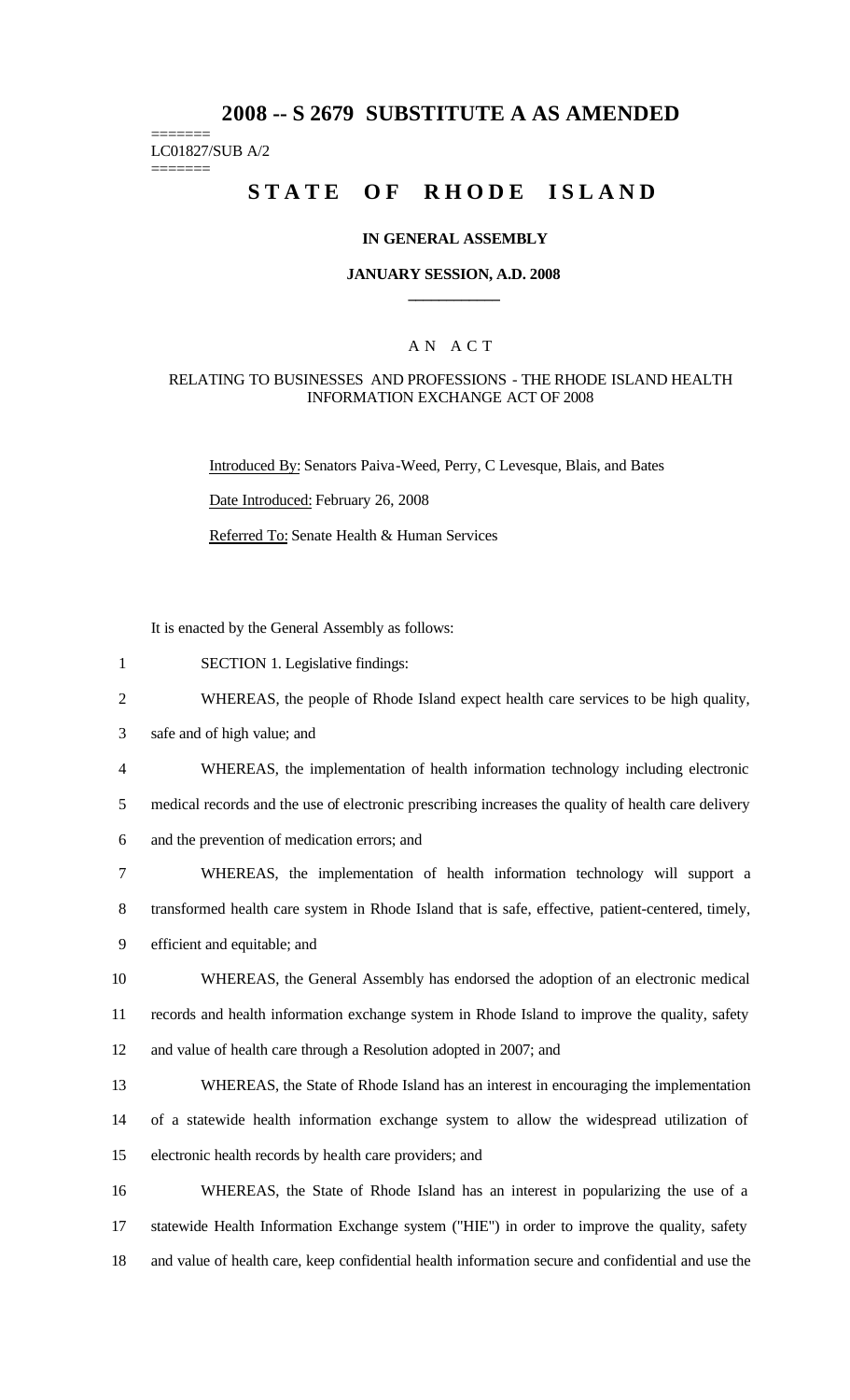# 2008 -- S 2679 SUBSTITUTE A AS AMENDED

=======
LC01827/SUB A/2
=======

## STATE OF RHODE ISLAND

**IN GENERAL ASSEMBLY**

**JANUARY SESSION, A.D. 2008**

\_\_\_\_\_\_\_\_\_\_\_\_

A N A C T

RELATING TO BUSINESSES AND PROFESSIONS - THE RHODE ISLAND HEALTH INFORMATION EXCHANGE ACT OF 2008

Introduced By: Senators Paiva-Weed, Perry, C Levesque, Blais, and Bates

Date Introduced: February 26, 2008

Referred To: Senate Health & Human Services

It is enacted by the General Assembly as follows:

1 SECTION 1. Legislative findings:

2 WHEREAS, the people of Rhode Island expect health care services to be high quality,
3 safe and of high value; and

4 WHEREAS, the implementation of health information technology including electronic
5 medical records and the use of electronic prescribing increases the quality of health care delivery
6 and the prevention of medication errors; and

7 WHEREAS, the implementation of health information technology will support a
8 transformed health care system in Rhode Island that is safe, effective, patient-centered, timely,
9 efficient and equitable; and

10 WHEREAS, the General Assembly has endorsed the adoption of an electronic medical
11 records and health information exchange system in Rhode Island to improve the quality, safety
12 and value of health care through a Resolution adopted in 2007; and

13 WHEREAS, the State of Rhode Island has an interest in encouraging the implementation
14 of a statewide health information exchange system to allow the widespread utilization of
15 electronic health records by health care providers; and

16 WHEREAS, the State of Rhode Island has an interest in popularizing the use of a
17 statewide Health Information Exchange system ("HIE") in order to improve the quality, safety
18 and value of health care, keep confidential health information secure and confidential and use the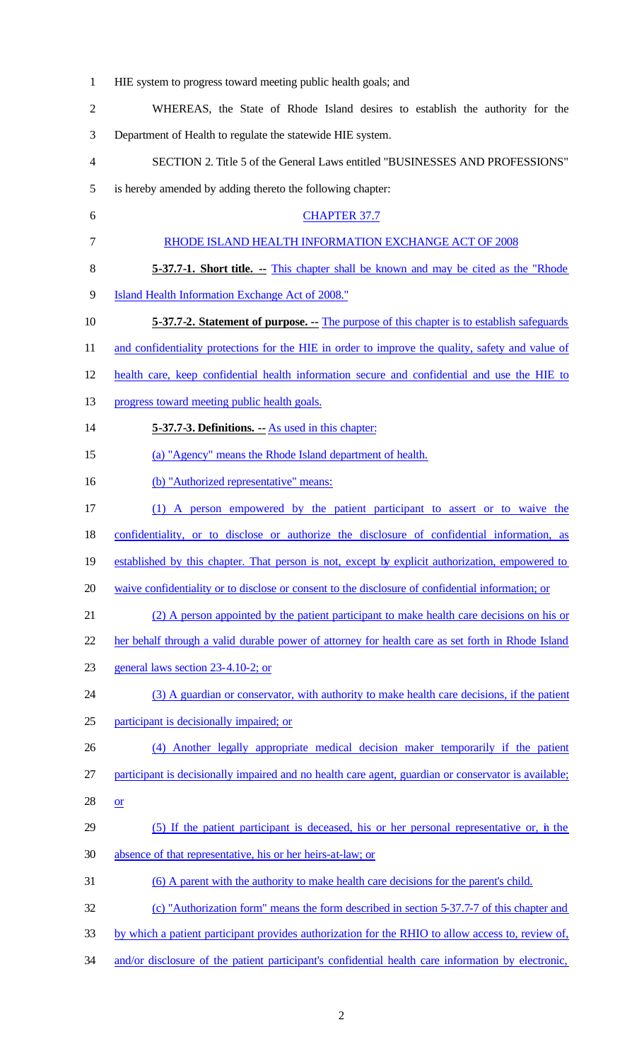HIE system to progress toward meeting public health goals; and

WHEREAS, the State of Rhode Island desires to establish the authority for the Department of Health to regulate the statewide HIE system.

SECTION 2. Title 5 of the General Laws entitled "BUSINESSES AND PROFESSIONS" is hereby amended by adding thereto the following chapter:

CHAPTER 37.7

RHODE ISLAND HEALTH INFORMATION EXCHANGE ACT OF 2008

**5-37.7-1. Short title. --** This chapter shall be known and may be cited as the "Rhode Island Health Information Exchange Act of 2008."

**5-37.7-2. Statement of purpose. --** The purpose of this chapter is to establish safeguards and confidentiality protections for the HIE in order to improve the quality, safety and value of health care, keep confidential health information secure and confidential and use the HIE to progress toward meeting public health goals.

**5-37.7-3. Definitions. --** As used in this chapter:

(a) "Agency" means the Rhode Island department of health.

(b) "Authorized representative" means:

(1) A person empowered by the patient participant to assert or to waive the confidentiality, or to disclose or authorize the disclosure of confidential information, as established by this chapter. That person is not, except by explicit authorization, empowered to waive confidentiality or to disclose or consent to the disclosure of confidential information; or

(2) A person appointed by the patient participant to make health care decisions on his or her behalf through a valid durable power of attorney for health care as set forth in Rhode Island general laws section 23-4.10-2; or

(3) A guardian or conservator, with authority to make health care decisions, if the patient participant is decisionally impaired; or

(4) Another legally appropriate medical decision maker temporarily if the patient participant is decisionally impaired and no health care agent, guardian or conservator is available; or

(5) If the patient participant is deceased, his or her personal representative or, in the absence of that representative, his or her heirs-at-law; or

(6) A parent with the authority to make health care decisions for the parent's child.

(c) "Authorization form" means the form described in section 5-37.7-7 of this chapter and by which a patient participant provides authorization for the RHIO to allow access to, review of, and/or disclosure of the patient participant's confidential health care information by electronic,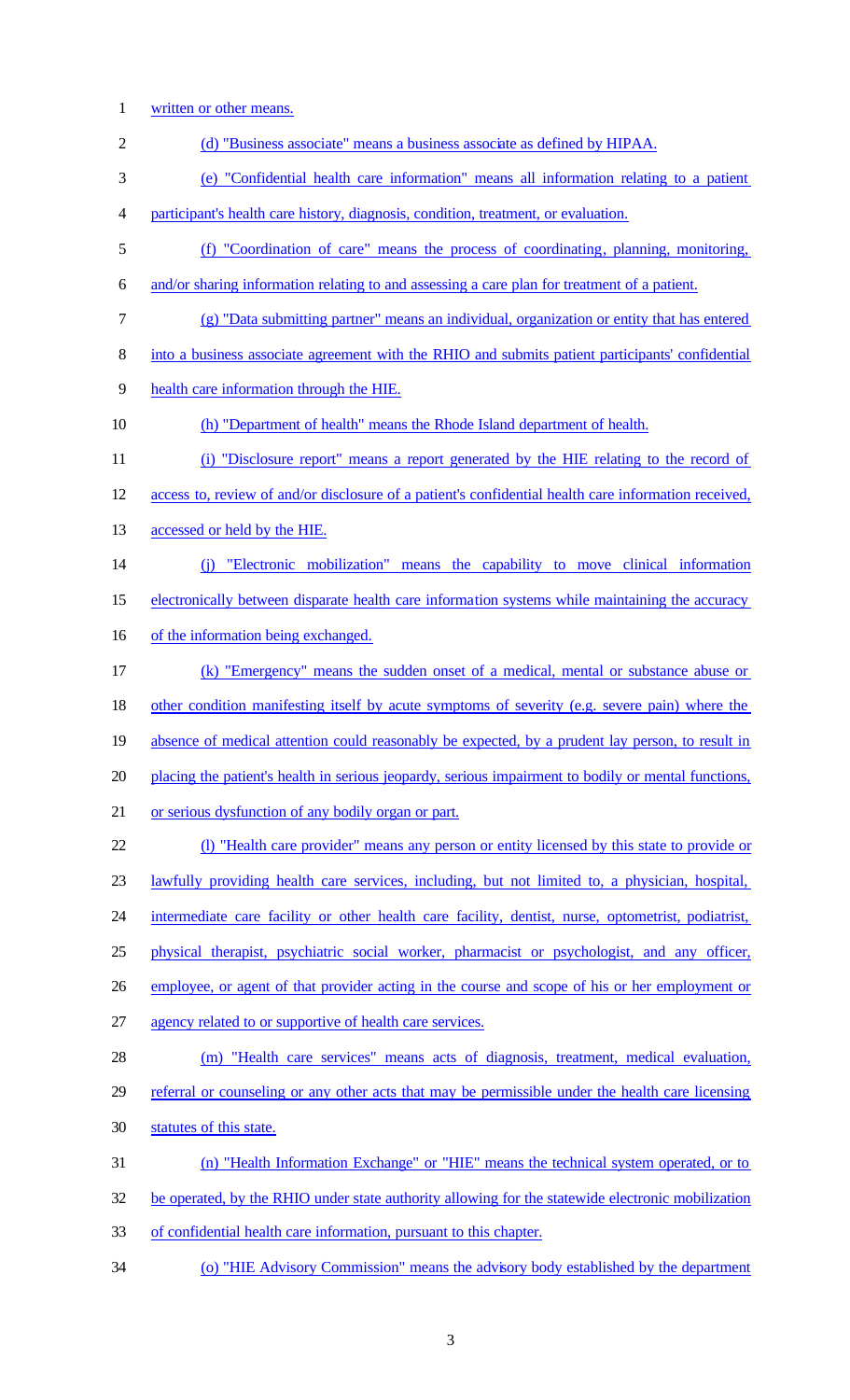written or other means.

(d) "Business associate" means a business associate as defined by HIPAA.

(e) "Confidential health care information" means all information relating to a patient participant's health care history, diagnosis, condition, treatment, or evaluation.

(f) "Coordination of care" means the process of coordinating, planning, monitoring, and/or sharing information relating to and assessing a care plan for treatment of a patient.

(g) "Data submitting partner" means an individual, organization or entity that has entered into a business associate agreement with the RHIO and submits patient participants' confidential health care information through the HIE.

(h) "Department of health" means the Rhode Island department of health.

(i) "Disclosure report" means a report generated by the HIE relating to the record of access to, review of and/or disclosure of a patient's confidential health care information received, accessed or held by the HIE.

(j) "Electronic mobilization" means the capability to move clinical information electronically between disparate health care information systems while maintaining the accuracy of the information being exchanged.

(k) "Emergency" means the sudden onset of a medical, mental or substance abuse or other condition manifesting itself by acute symptoms of severity (e.g. severe pain) where the absence of medical attention could reasonably be expected, by a prudent lay person, to result in placing the patient's health in serious jeopardy, serious impairment to bodily or mental functions, or serious dysfunction of any bodily organ or part.

(l) "Health care provider" means any person or entity licensed by this state to provide or lawfully providing health care services, including, but not limited to, a physician, hospital, intermediate care facility or other health care facility, dentist, nurse, optometrist, podiatrist, physical therapist, psychiatric social worker, pharmacist or psychologist, and any officer, employee, or agent of that provider acting in the course and scope of his or her employment or agency related to or supportive of health care services.

(m) "Health care services" means acts of diagnosis, treatment, medical evaluation, referral or counseling or any other acts that may be permissible under the health care licensing statutes of this state.

(n) "Health Information Exchange" or "HIE" means the technical system operated, or to be operated, by the RHIO under state authority allowing for the statewide electronic mobilization of confidential health care information, pursuant to this chapter.

(o) "HIE Advisory Commission" means the advisory body established by the department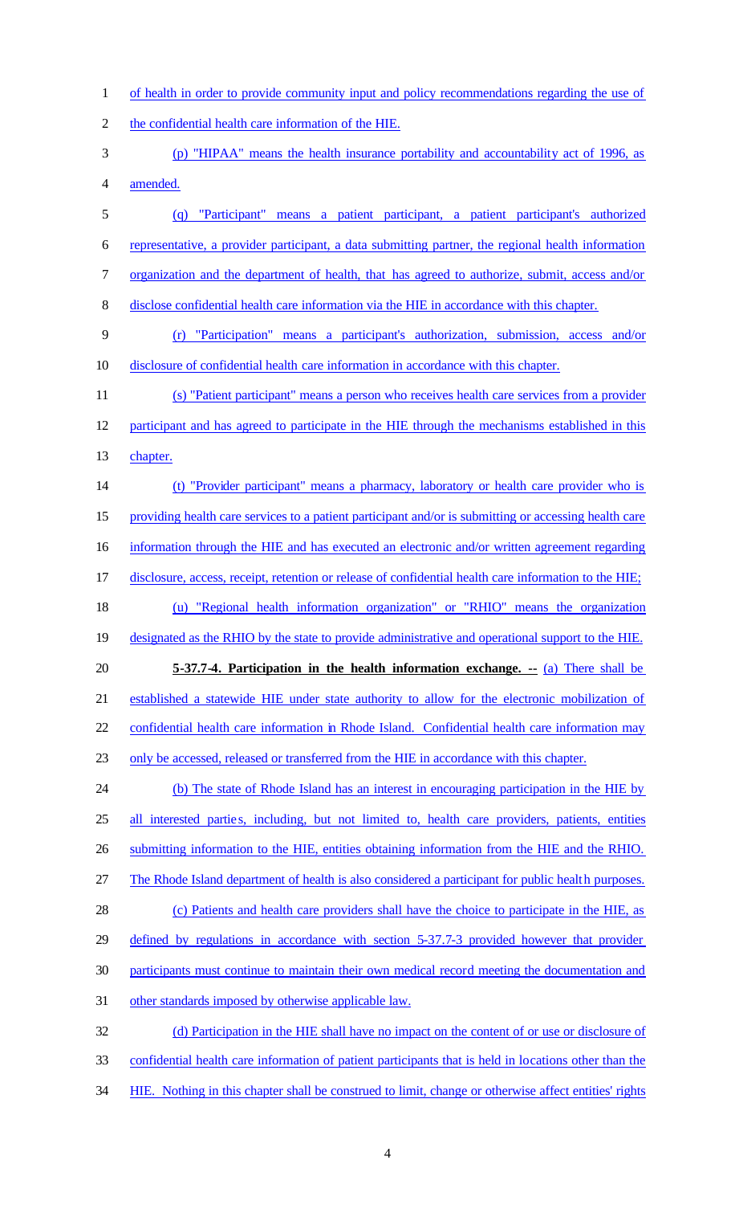of health in order to provide community input and policy recommendations regarding the use of the confidential health care information of the HIE.

(p) "HIPAA" means the health insurance portability and accountability act of 1996, as amended.

(q) "Participant" means a patient participant, a patient participant's authorized representative, a provider participant, a data submitting partner, the regional health information organization and the department of health, that has agreed to authorize, submit, access and/or disclose confidential health care information via the HIE in accordance with this chapter.

(r) "Participation" means a participant's authorization, submission, access and/or disclosure of confidential health care information in accordance with this chapter.

(s) "Patient participant" means a person who receives health care services from a provider participant and has agreed to participate in the HIE through the mechanisms established in this chapter.

(t) "Provider participant" means a pharmacy, laboratory or health care provider who is providing health care services to a patient participant and/or is submitting or accessing health care information through the HIE and has executed an electronic and/or written agreement regarding disclosure, access, receipt, retention or release of confidential health care information to the HIE;

(u) "Regional health information organization" or "RHIO" means the organization designated as the RHIO by the state to provide administrative and operational support to the HIE.

**5-37.7-4. Participation in the health information exchange. --** (a) There shall be established a statewide HIE under state authority to allow for the electronic mobilization of confidential health care information in Rhode Island. Confidential health care information may only be accessed, released or transferred from the HIE in accordance with this chapter.

(b) The state of Rhode Island has an interest in encouraging participation in the HIE by all interested parties, including, but not limited to, health care providers, patients, entities submitting information to the HIE, entities obtaining information from the HIE and the RHIO. The Rhode Island department of health is also considered a participant for public health purposes.

(c) Patients and health care providers shall have the choice to participate in the HIE, as defined by regulations in accordance with section 5-37.7-3 provided however that provider participants must continue to maintain their own medical record meeting the documentation and other standards imposed by otherwise applicable law.

(d) Participation in the HIE shall have no impact on the content of or use or disclosure of confidential health care information of patient participants that is held in locations other than the HIE. Nothing in this chapter shall be construed to limit, change or otherwise affect entities' rights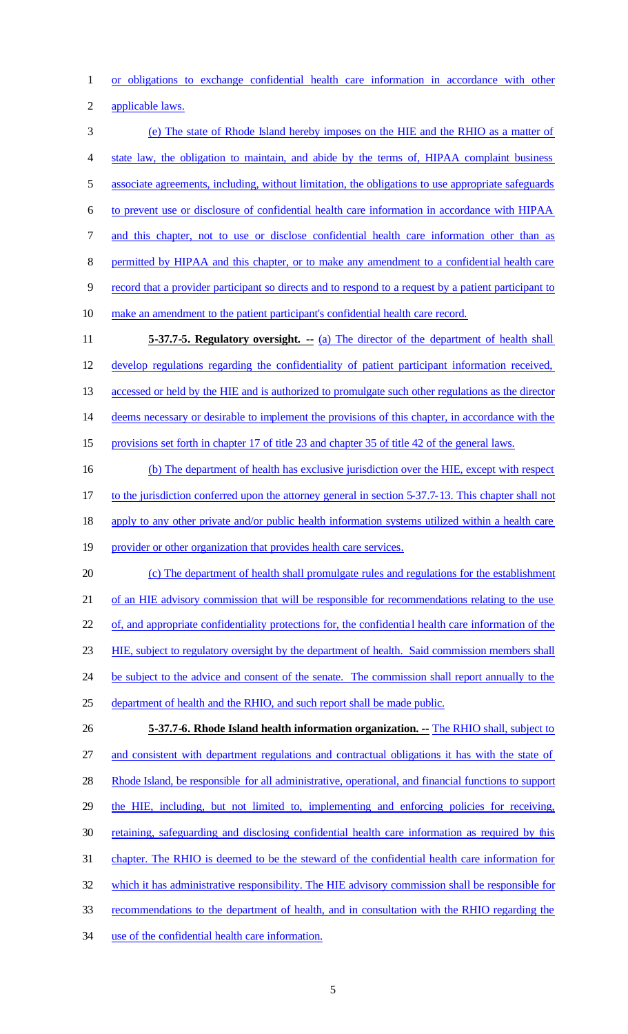or obligations to exchange confidential health care information in accordance with other applicable laws.

(e) The state of Rhode Island hereby imposes on the HIE and the RHIO as a matter of state law, the obligation to maintain, and abide by the terms of, HIPAA complaint business associate agreements, including, without limitation, the obligations to use appropriate safeguards to prevent use or disclosure of confidential health care information in accordance with HIPAA and this chapter, not to use or disclose confidential health care information other than as permitted by HIPAA and this chapter, or to make any amendment to a confidential health care record that a provider participant so directs and to respond to a request by a patient participant to make an amendment to the patient participant's confidential health care record.

**5-37.7-5. Regulatory oversight. --** (a) The director of the department of health shall develop regulations regarding the confidentiality of patient participant information received, accessed or held by the HIE and is authorized to promulgate such other regulations as the director deems necessary or desirable to implement the provisions of this chapter, in accordance with the provisions set forth in chapter 17 of title 23 and chapter 35 of title 42 of the general laws.

(b) The department of health has exclusive jurisdiction over the HIE, except with respect to the jurisdiction conferred upon the attorney general in section 5-37.7-13. This chapter shall not apply to any other private and/or public health information systems utilized within a health care provider or other organization that provides health care services.

(c) The department of health shall promulgate rules and regulations for the establishment of an HIE advisory commission that will be responsible for recommendations relating to the use of, and appropriate confidentiality protections for, the confidential health care information of the HIE, subject to regulatory oversight by the department of health. Said commission members shall be subject to the advice and consent of the senate. The commission shall report annually to the department of health and the RHIO, and such report shall be made public.

**5-37.7-6. Rhode Island health information organization. --** The RHIO shall, subject to and consistent with department regulations and contractual obligations it has with the state of Rhode Island, be responsible for all administrative, operational, and financial functions to support the HIE, including, but not limited to, implementing and enforcing policies for receiving, retaining, safeguarding and disclosing confidential health care information as required by this chapter. The RHIO is deemed to be the steward of the confidential health care information for which it has administrative responsibility. The HIE advisory commission shall be responsible for recommendations to the department of health, and in consultation with the RHIO regarding the use of the confidential health care information.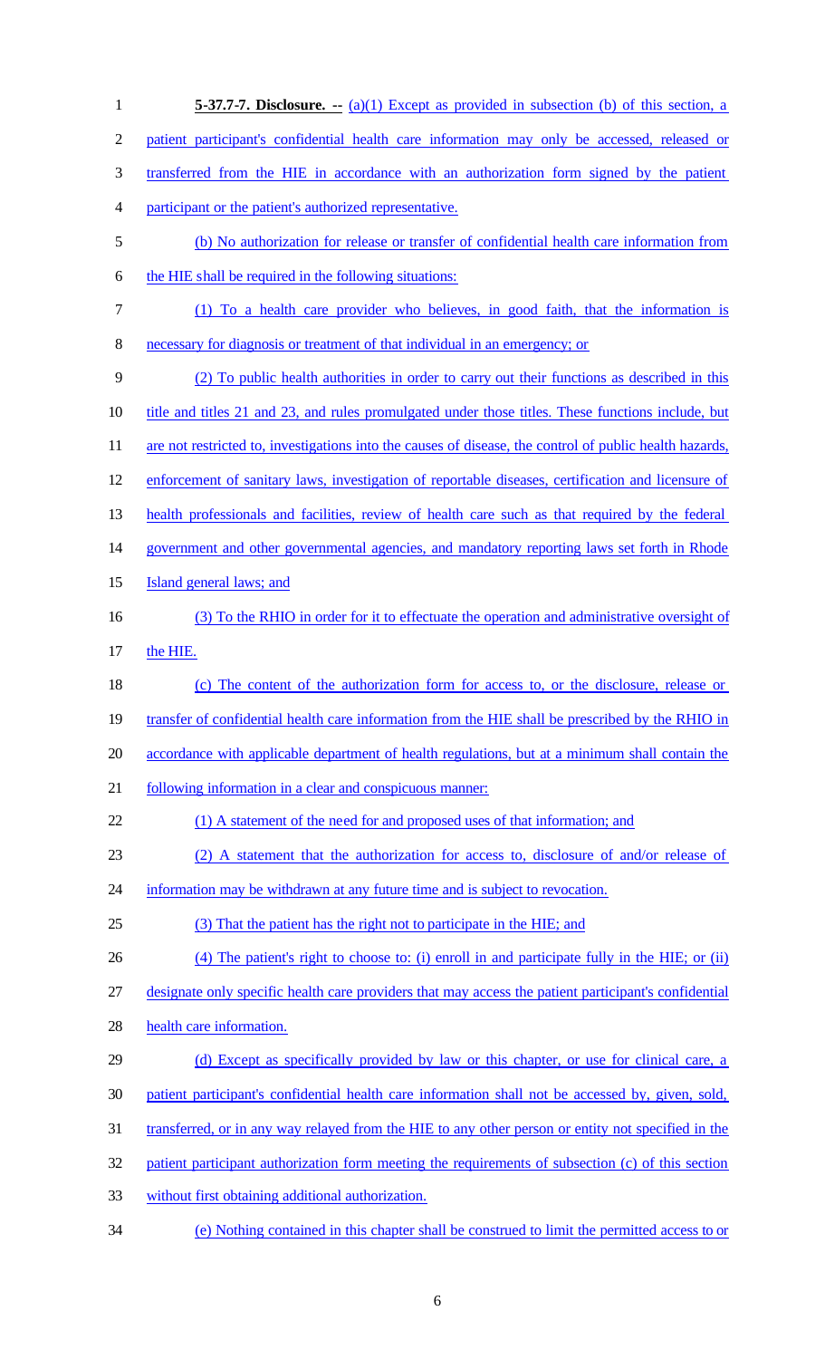**5-37.7-7. Disclosure. --** (a)(1) Except as provided in subsection (b) of this section, a patient participant's confidential health care information may only be accessed, released or transferred from the HIE in accordance with an authorization form signed by the patient participant or the patient's authorized representative.

(b) No authorization for release or transfer of confidential health care information from the HIE shall be required in the following situations:

(1) To a health care provider who believes, in good faith, that the information is necessary for diagnosis or treatment of that individual in an emergency; or

(2) To public health authorities in order to carry out their functions as described in this title and titles 21 and 23, and rules promulgated under those titles. These functions include, but are not restricted to, investigations into the causes of disease, the control of public health hazards, enforcement of sanitary laws, investigation of reportable diseases, certification and licensure of health professionals and facilities, review of health care such as that required by the federal government and other governmental agencies, and mandatory reporting laws set forth in Rhode Island general laws; and

(3) To the RHIO in order for it to effectuate the operation and administrative oversight of the HIE.

(c) The content of the authorization form for access to, or the disclosure, release or transfer of confidential health care information from the HIE shall be prescribed by the RHIO in accordance with applicable department of health regulations, but at a minimum shall contain the following information in a clear and conspicuous manner:

(1) A statement of the need for and proposed uses of that information; and

(2) A statement that the authorization for access to, disclosure of and/or release of information may be withdrawn at any future time and is subject to revocation.

(3) That the patient has the right not to participate in the HIE; and

(4) The patient's right to choose to: (i) enroll in and participate fully in the HIE; or (ii) designate only specific health care providers that may access the patient participant's confidential health care information.

(d) Except as specifically provided by law or this chapter, or use for clinical care, a patient participant's confidential health care information shall not be accessed by, given, sold, transferred, or in any way relayed from the HIE to any other person or entity not specified in the patient participant authorization form meeting the requirements of subsection (c) of this section without first obtaining additional authorization.

(e) Nothing contained in this chapter shall be construed to limit the permitted access to or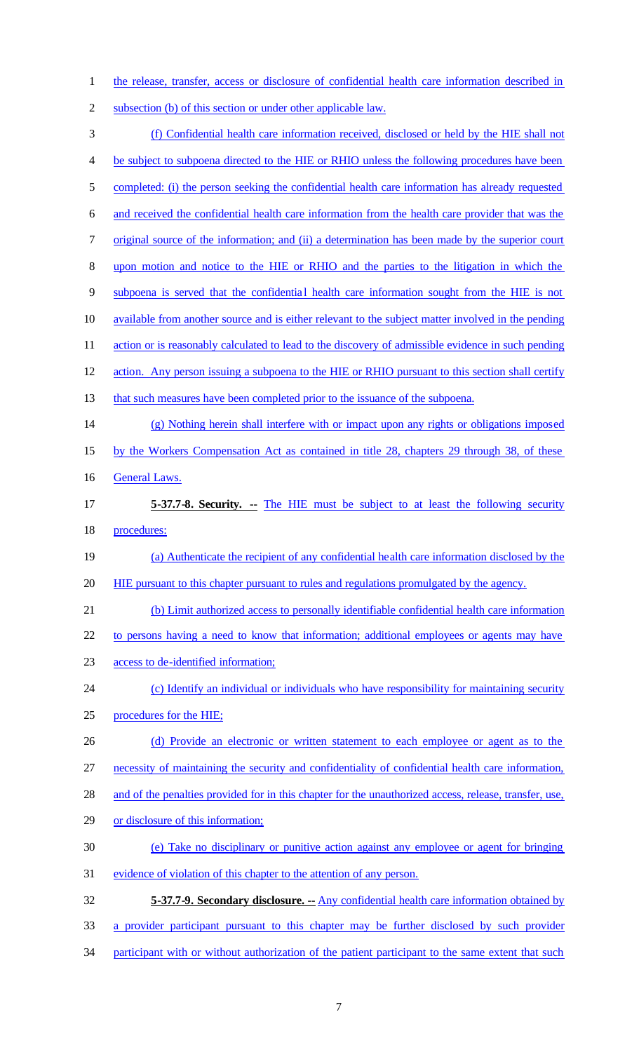the release, transfer, access or disclosure of confidential health care information described in subsection (b) of this section or under other applicable law.

(f) Confidential health care information received, disclosed or held by the HIE shall not be subject to subpoena directed to the HIE or RHIO unless the following procedures have been completed: (i) the person seeking the confidential health care information has already requested and received the confidential health care information from the health care provider that was the original source of the information; and (ii) a determination has been made by the superior court upon motion and notice to the HIE or RHIO and the parties to the litigation in which the subpoena is served that the confidential health care information sought from the HIE is not available from another source and is either relevant to the subject matter involved in the pending action or is reasonably calculated to lead to the discovery of admissible evidence in such pending action. Any person issuing a subpoena to the HIE or RHIO pursuant to this section shall certify that such measures have been completed prior to the issuance of the subpoena.

(g) Nothing herein shall interfere with or impact upon any rights or obligations imposed by the Workers Compensation Act as contained in title 28, chapters 29 through 38, of these General Laws.

**5-37.7-8. Security. --** The HIE must be subject to at least the following security procedures:

(a) Authenticate the recipient of any confidential health care information disclosed by the HIE pursuant to this chapter pursuant to rules and regulations promulgated by the agency.

(b) Limit authorized access to personally identifiable confidential health care information to persons having a need to know that information; additional employees or agents may have access to de-identified information;

(c) Identify an individual or individuals who have responsibility for maintaining security procedures for the HIE;

(d) Provide an electronic or written statement to each employee or agent as to the necessity of maintaining the security and confidentiality of confidential health care information, and of the penalties provided for in this chapter for the unauthorized access, release, transfer, use, or disclosure of this information;

(e) Take no disciplinary or punitive action against any employee or agent for bringing evidence of violation of this chapter to the attention of any person.

**5-37.7-9. Secondary disclosure. --** Any confidential health care information obtained by a provider participant pursuant to this chapter may be further disclosed by such provider participant with or without authorization of the patient participant to the same extent that such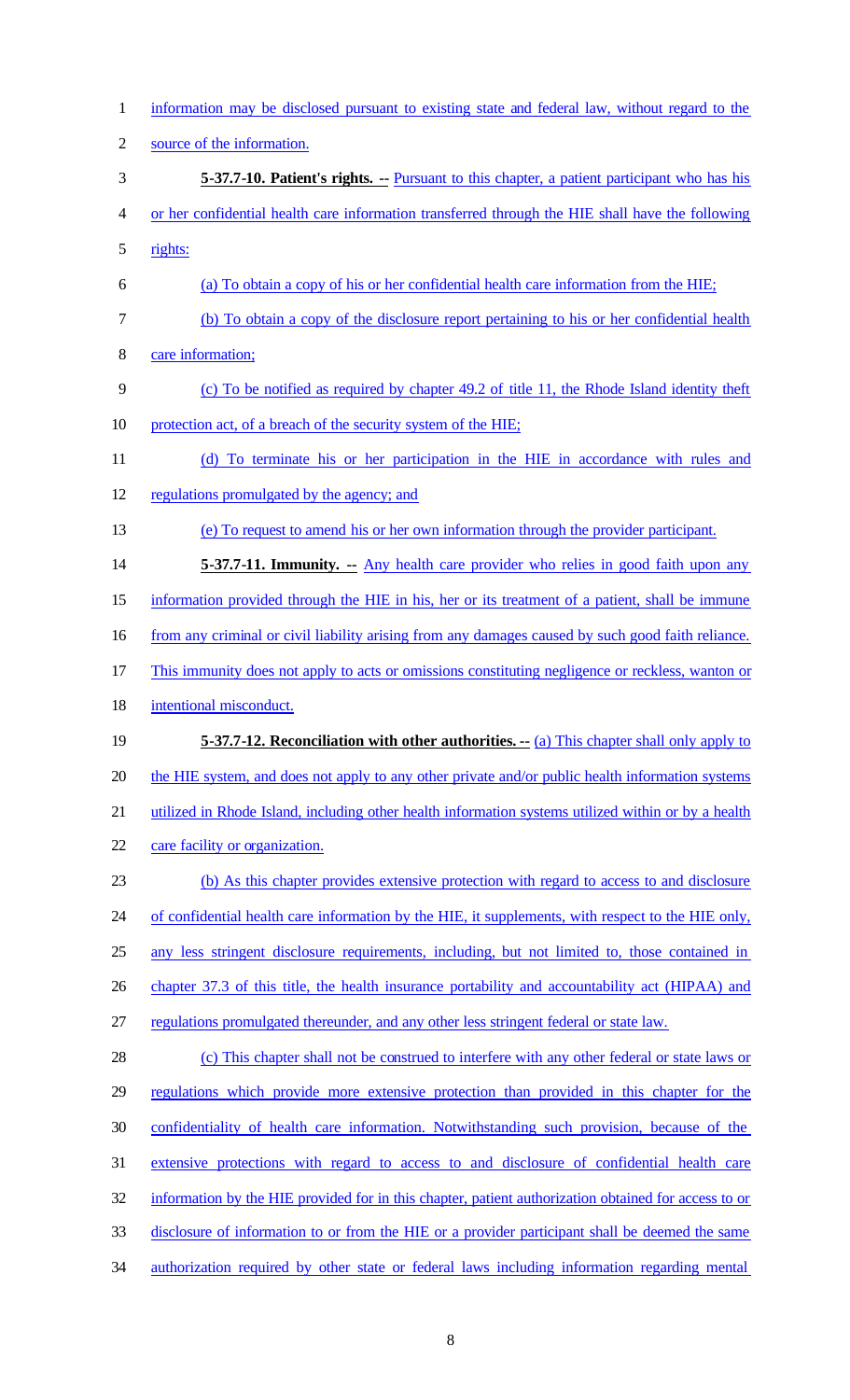information may be disclosed pursuant to existing state and federal law, without regard to the source of the information.

**5-37.7-10. Patient's rights. --** Pursuant to this chapter, a patient participant who has his or her confidential health care information transferred through the HIE shall have the following rights:

(a) To obtain a copy of his or her confidential health care information from the HIE;

(b) To obtain a copy of the disclosure report pertaining to his or her confidential health care information;

(c) To be notified as required by chapter 49.2 of title 11, the Rhode Island identity theft protection act, of a breach of the security system of the HIE;

(d) To terminate his or her participation in the HIE in accordance with rules and regulations promulgated by the agency; and

(e) To request to amend his or her own information through the provider participant.

**5-37.7-11. Immunity. --** Any health care provider who relies in good faith upon any information provided through the HIE in his, her or its treatment of a patient, shall be immune from any criminal or civil liability arising from any damages caused by such good faith reliance. This immunity does not apply to acts or omissions constituting negligence or reckless, wanton or intentional misconduct.

**5-37.7-12. Reconciliation with other authorities. --** (a) This chapter shall only apply to the HIE system, and does not apply to any other private and/or public health information systems utilized in Rhode Island, including other health information systems utilized within or by a health care facility or organization.

(b) As this chapter provides extensive protection with regard to access to and disclosure of confidential health care information by the HIE, it supplements, with respect to the HIE only, any less stringent disclosure requirements, including, but not limited to, those contained in chapter 37.3 of this title, the health insurance portability and accountability act (HIPAA) and regulations promulgated thereunder, and any other less stringent federal or state law.

(c) This chapter shall not be construed to interfere with any other federal or state laws or regulations which provide more extensive protection than provided in this chapter for the confidentiality of health care information. Notwithstanding such provision, because of the extensive protections with regard to access to and disclosure of confidential health care information by the HIE provided for in this chapter, patient authorization obtained for access to or disclosure of information to or from the HIE or a provider participant shall be deemed the same authorization required by other state or federal laws including information regarding mental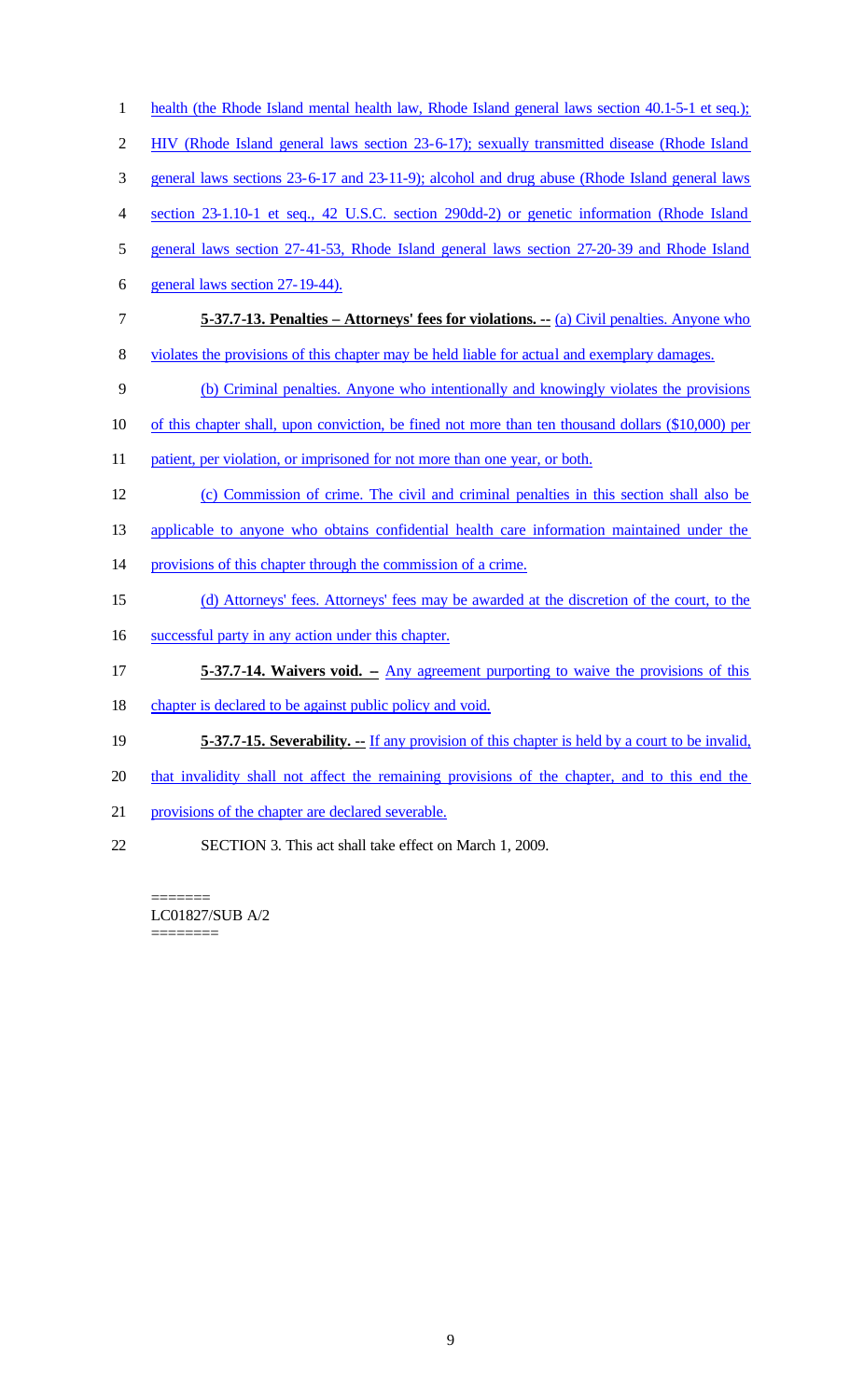health (the Rhode Island mental health law, Rhode Island general laws section 40.1-5-1 et seq.); HIV (Rhode Island general laws section 23-6-17); sexually transmitted disease (Rhode Island general laws sections 23-6-17 and 23-11-9); alcohol and drug abuse (Rhode Island general laws section 23-1.10-1 et seq., 42 U.S.C. section 290dd-2) or genetic information (Rhode Island general laws section 27-41-53, Rhode Island general laws section 27-20-39 and Rhode Island general laws section 27-19-44).

**5-37.7-13. Penalties – Attorneys' fees for violations. --** (a) Civil penalties. Anyone who violates the provisions of this chapter may be held liable for actual and exemplary damages.

(b) Criminal penalties. Anyone who intentionally and knowingly violates the provisions of this chapter shall, upon conviction, be fined not more than ten thousand dollars ($10,000) per patient, per violation, or imprisoned for not more than one year, or both.

(c) Commission of crime. The civil and criminal penalties in this section shall also be applicable to anyone who obtains confidential health care information maintained under the provisions of this chapter through the commission of a crime.

(d) Attorneys' fees. Attorneys' fees may be awarded at the discretion of the court, to the successful party in any action under this chapter.

**5-37.7-14. Waivers void. –** Any agreement purporting to waive the provisions of this chapter is declared to be against public policy and void.

**5-37.7-15. Severability. --** If any provision of this chapter is held by a court to be invalid, that invalidity shall not affect the remaining provisions of the chapter, and to this end the provisions of the chapter are declared severable.

SECTION 3. This act shall take effect on March 1, 2009.

=======
LC01827/SUB A/2
========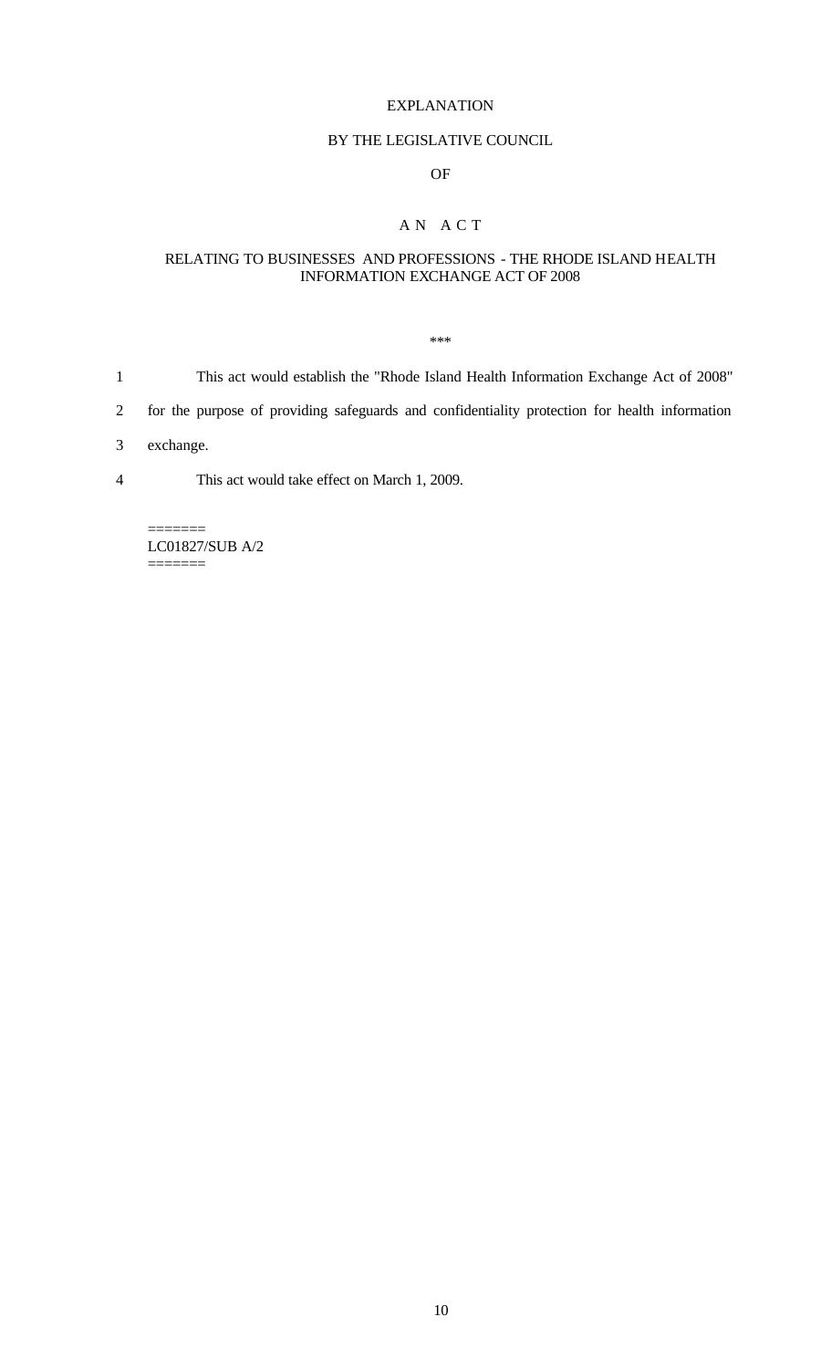EXPLANATION

BY THE LEGISLATIVE COUNCIL

OF

A N A C T

RELATING TO BUSINESSES AND PROFESSIONS - THE RHODE ISLAND HEALTH INFORMATION EXCHANGE ACT OF 2008

***

1 This act would establish the "Rhode Island Health Information Exchange Act of 2008"
2 for the purpose of providing safeguards and confidentiality protection for health information
3 exchange.
4 This act would take effect on March 1, 2009.

=======
LC01827/SUB A/2
=======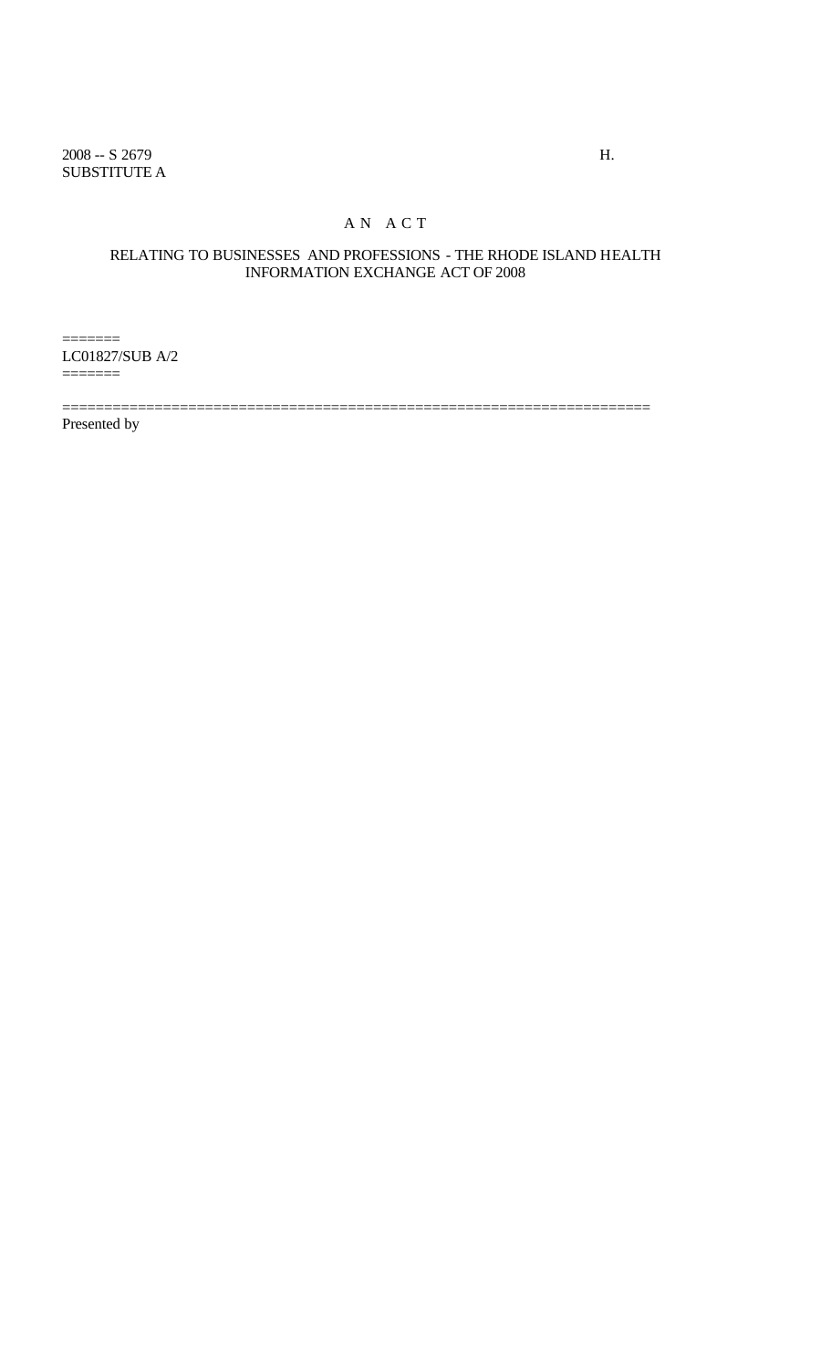2008 -- S 2679 H.
SUBSTITUTE A

# A N A C T

RELATING TO BUSINESSES AND PROFESSIONS - THE RHODE ISLAND HEALTH INFORMATION EXCHANGE ACT OF 2008

=======
LC01827/SUB A/2
=======

================================================================

Presented by